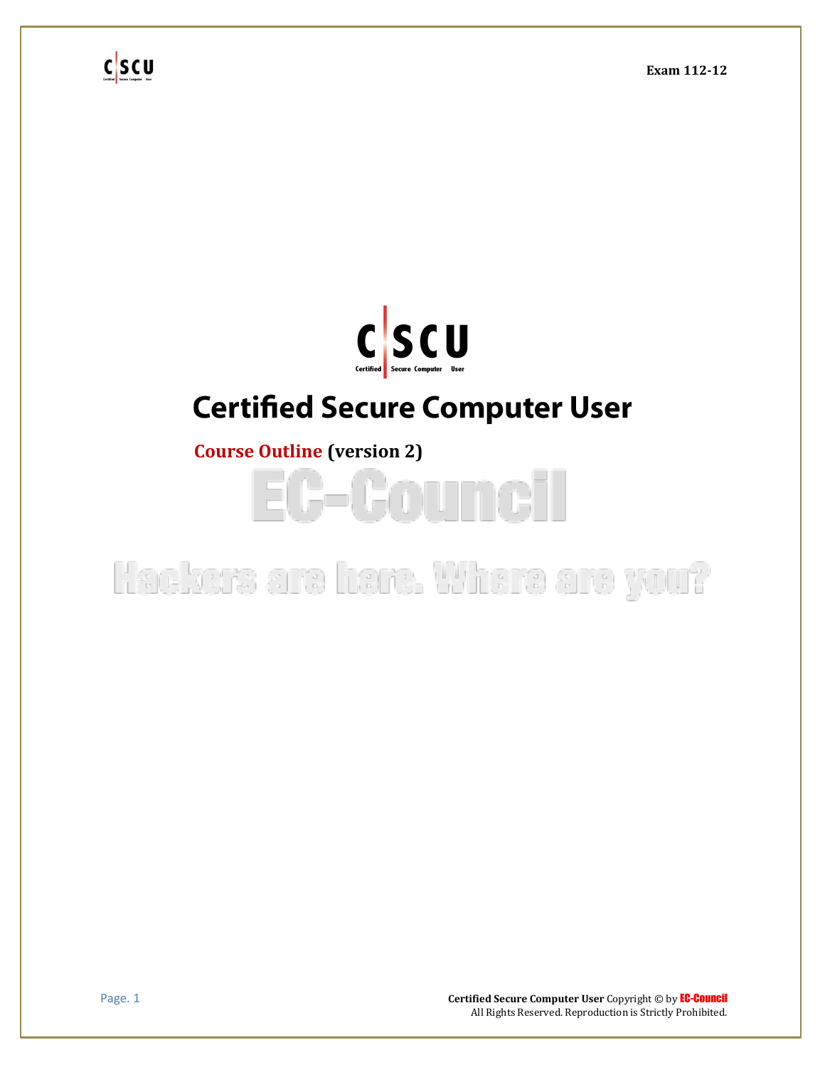Exam 112-12

# Certified Secure Computer User

## Course Outline (version 2)

EC-Council

Hackers are here. Where are you?

**Certified Secure Computer User** Copyright © by EC-Council
All Rights Reserved. Reproduction is Strictly Prohibited.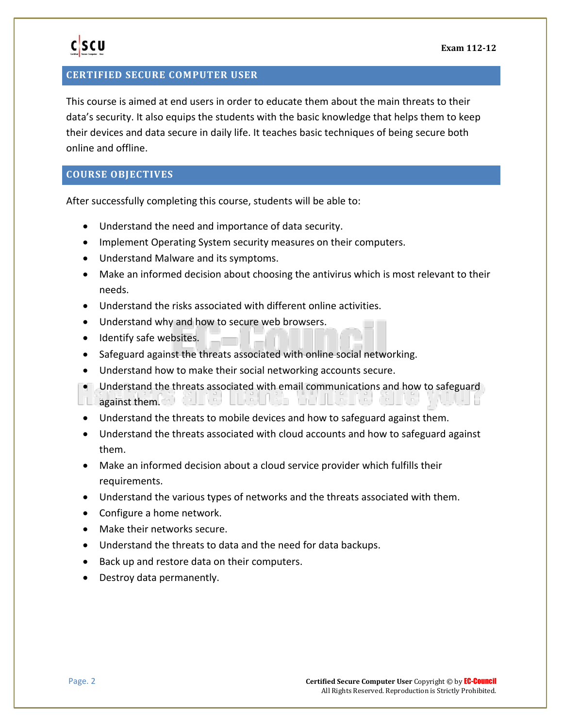## CERTIFIED SECURE COMPUTER USER

This course is aimed at end users in order to educate them about the main threats to their data's security. It also equips the students with the basic knowledge that helps them to keep their devices and data secure in daily life. It teaches basic techniques of being secure both online and offline.

## COURSE OBJECTIVES

After successfully completing this course, students will be able to:

- Understand the need and importance of data security.
- Implement Operating System security measures on their computers.
- Understand Malware and its symptoms.
- Make an informed decision about choosing the antivirus which is most relevant to their needs.
- Understand the risks associated with different online activities.
- Understand why and how to secure web browsers.
- Identify safe websites.
- Safeguard against the threats associated with online social networking.
- Understand how to make their social networking accounts secure.
- Understand the threats associated with email communications and how to safeguard against them.
- Understand the threats to mobile devices and how to safeguard against them.
- Understand the threats associated with cloud accounts and how to safeguard against them.
- Make an informed decision about a cloud service provider which fulfills their requirements.
- Understand the various types of networks and the threats associated with them.
- Configure a home network.
- Make their networks secure.
- Understand the threats to data and the need for data backups.
- Back up and restore data on their computers.
- Destroy data permanently.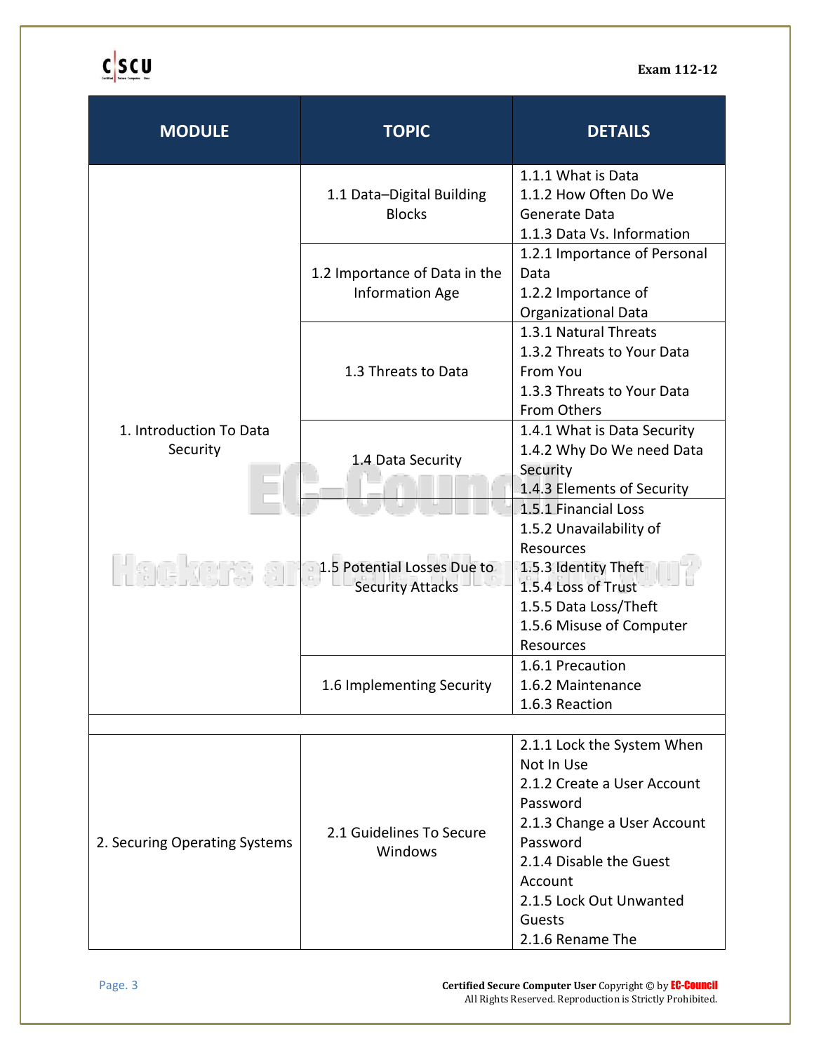| MODULE | TOPIC | DETAILS |
|---|---|---|
| 1. Introduction To Data Security | 1.1 Data–Digital Building Blocks | 1.1.1 What is Data<br>1.1.2 How Often Do We Generate Data<br>1.1.3 Data Vs. Information |
| | 1.2 Importance of Data in the Information Age | 1.2.1 Importance of Personal Data<br>1.2.2 Importance of Organizational Data |
| | 1.3 Threats to Data | 1.3.1 Natural Threats<br>1.3.2 Threats to Your Data From You<br>1.3.3 Threats to Your Data From Others |
| | 1.4 Data Security | 1.4.1 What is Data Security<br>1.4.2 Why Do We need Data Security<br>1.4.3 Elements of Security |
| | 1.5 Potential Losses Due to Security Attacks | 1.5.1 Financial Loss<br>1.5.2 Unavailability of Resources<br>1.5.3 Identity Theft<br>1.5.4 Loss of Trust<br>1.5.5 Data Loss/Theft<br>1.5.6 Misuse of Computer Resources |
| | 1.6 Implementing Security | 1.6.1 Precaution<br>1.6.2 Maintenance<br>1.6.3 Reaction |
| | | |
| 2. Securing Operating Systems | 2.1 Guidelines To Secure Windows | 2.1.1 Lock the System When Not In Use<br>2.1.2 Create a User Account Password<br>2.1.3 Change a User Account Password<br>2.1.4 Disable the Guest Account<br>2.1.5 Lock Out Unwanted Guests<br>2.1.6 Rename The |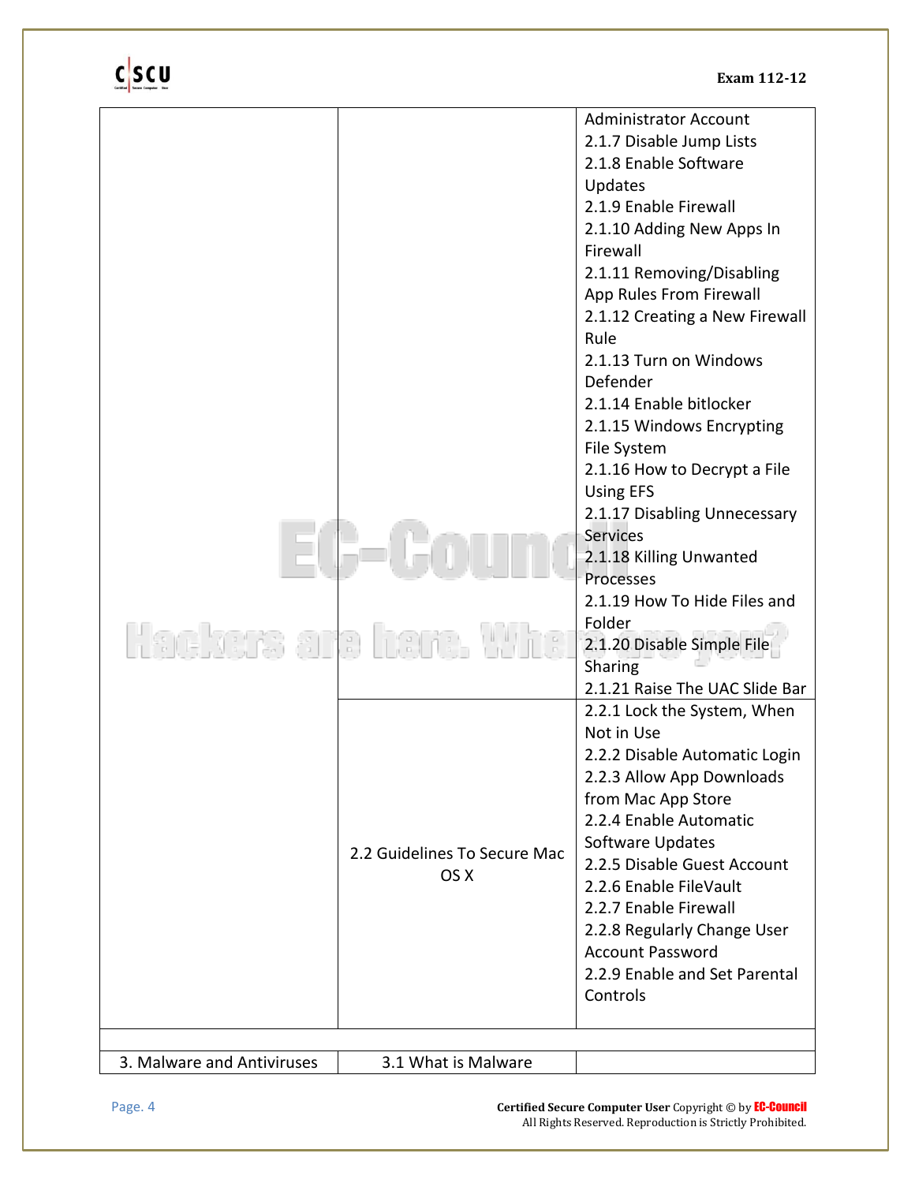| | | |
|---|---|---|
| | | Administrator Account<br>2.1.7 Disable Jump Lists<br>2.1.8 Enable Software Updates<br>2.1.9 Enable Firewall<br>2.1.10 Adding New Apps In Firewall<br>2.1.11 Removing/Disabling App Rules From Firewall<br>2.1.12 Creating a New Firewall Rule<br>2.1.13 Turn on Windows Defender<br>2.1.14 Enable bitlocker<br>2.1.15 Windows Encrypting File System<br>2.1.16 How to Decrypt a File Using EFS<br>2.1.17 Disabling Unnecessary Services<br>2.1.18 Killing Unwanted Processes<br>2.1.19 How To Hide Files and Folder<br>2.1.20 Disable Simple File Sharing<br>2.1.21 Raise The UAC Slide Bar |
| | 2.2 Guidelines To Secure Mac OS X | 2.2.1 Lock the System, When Not in Use<br>2.2.2 Disable Automatic Login<br>2.2.3 Allow App Downloads from Mac App Store<br>2.2.4 Enable Automatic Software Updates<br>2.2.5 Disable Guest Account<br>2.2.6 Enable FileVault<br>2.2.7 Enable Firewall<br>2.2.8 Regularly Change User Account Password<br>2.2.9 Enable and Set Parental Controls |
| | | |
| 3. Malware and Antiviruses | 3.1 What is Malware | |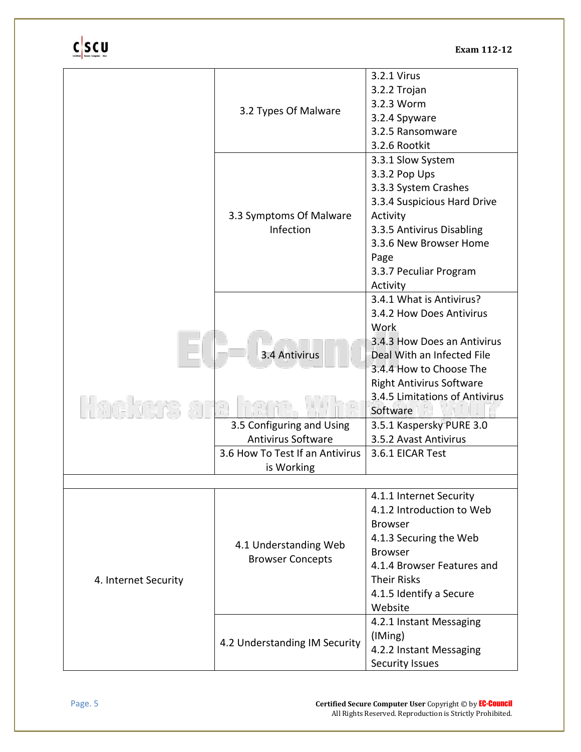| | | |
|---|---|---|
| | 3.2 Types Of Malware | 3.2.1 Virus<br>3.2.2 Trojan<br>3.2.3 Worm<br>3.2.4 Spyware<br>3.2.5 Ransomware<br>3.2.6 Rootkit |
| | 3.3 Symptoms Of Malware Infection | 3.3.1 Slow System<br>3.3.2 Pop Ups<br>3.3.3 System Crashes<br>3.3.4 Suspicious Hard Drive Activity<br>3.3.5 Antivirus Disabling<br>3.3.6 New Browser Home Page<br>3.3.7 Peculiar Program Activity |
| | 3.4 Antivirus | 3.4.1 What is Antivirus?<br>3.4.2 How Does Antivirus Work<br>3.4.3 How Does an Antivirus Deal With an Infected File<br>3.4.4 How to Choose The Right Antivirus Software<br>3.4.5 Limitations of Antivirus Software |
| | 3.5 Configuring and Using Antivirus Software | 3.5.1 Kaspersky PURE 3.0<br>3.5.2 Avast Antivirus |
| | 3.6 How To Test If an Antivirus is Working | 3.6.1 EICAR Test |
| | | |
| 4. Internet Security | 4.1 Understanding Web Browser Concepts | 4.1.1 Internet Security<br>4.1.2 Introduction to Web Browser<br>4.1.3 Securing the Web Browser<br>4.1.4 Browser Features and Their Risks<br>4.1.5 Identify a Secure Website |
| | 4.2 Understanding IM Security | 4.2.1 Instant Messaging (IMing)<br>4.2.2 Instant Messaging Security Issues |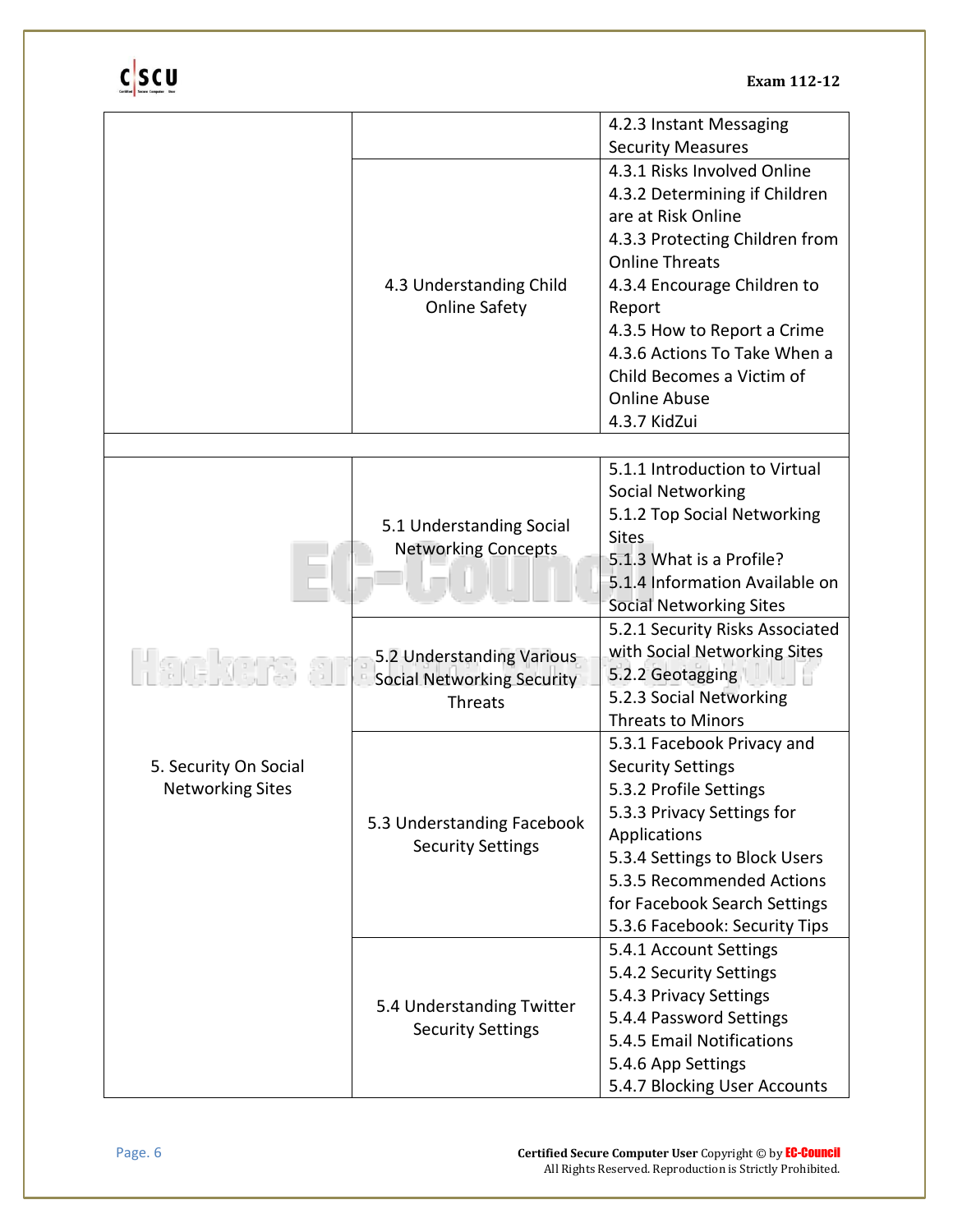| | | |
|---|---|---|
| | | 4.2.3 Instant Messaging Security Measures |
| | 4.3 Understanding Child Online Safety | 4.3.1 Risks Involved Online<br>4.3.2 Determining if Children are at Risk Online<br>4.3.3 Protecting Children from Online Threats<br>4.3.4 Encourage Children to Report<br>4.3.5 How to Report a Crime<br>4.3.6 Actions To Take When a Child Becomes a Victim of Online Abuse<br>4.3.7 KidZui |
| | | |
| 5. Security On Social Networking Sites | 5.1 Understanding Social Networking Concepts | 5.1.1 Introduction to Virtual Social Networking<br>5.1.2 Top Social Networking Sites<br>5.1.3 What is a Profile?<br>5.1.4 Information Available on Social Networking Sites |
| | 5.2 Understanding Various Social Networking Security Threats | 5.2.1 Security Risks Associated with Social Networking Sites<br>5.2.2 Geotagging<br>5.2.3 Social Networking Threats to Minors |
| | 5.3 Understanding Facebook Security Settings | 5.3.1 Facebook Privacy and Security Settings<br>5.3.2 Profile Settings<br>5.3.3 Privacy Settings for Applications<br>5.3.4 Settings to Block Users<br>5.3.5 Recommended Actions for Facebook Search Settings<br>5.3.6 Facebook: Security Tips |
| | 5.4 Understanding Twitter Security Settings | 5.4.1 Account Settings<br>5.4.2 Security Settings<br>5.4.3 Privacy Settings<br>5.4.4 Password Settings<br>5.4.5 Email Notifications<br>5.4.6 App Settings<br>5.4.7 Blocking User Accounts |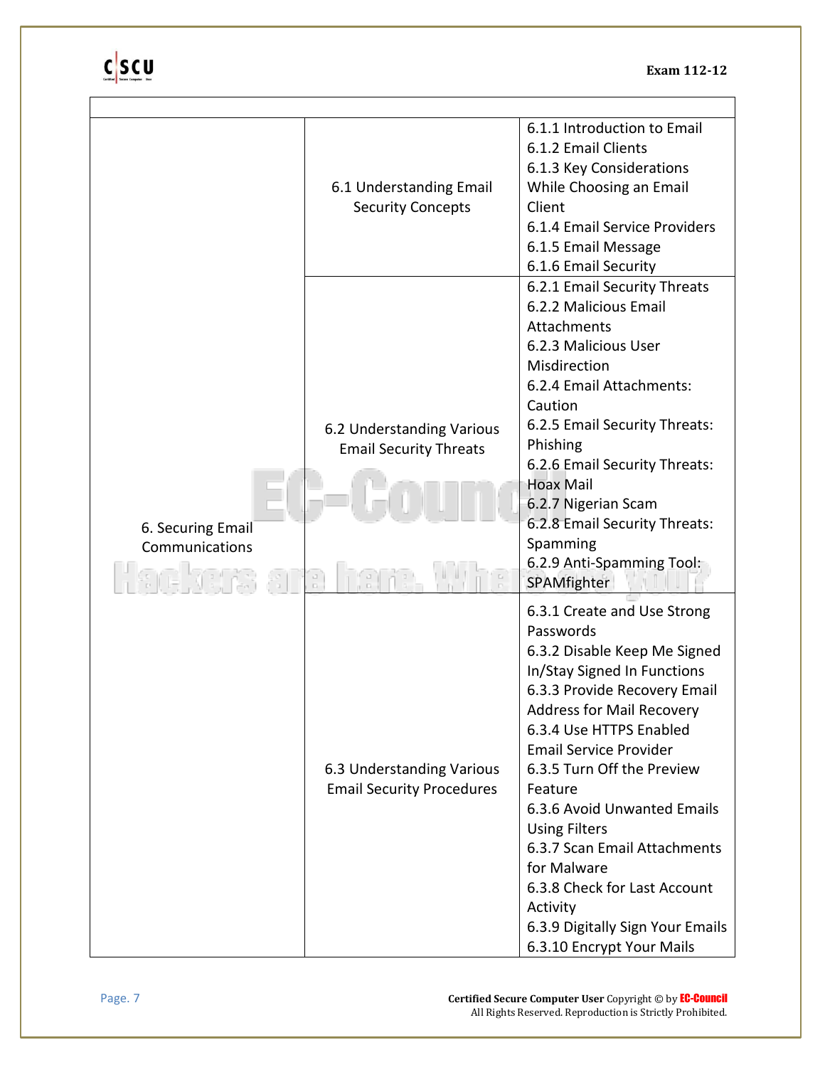| | | |
|---|---|---|
| 6. Securing Email Communications | 6.1 Understanding Email Security Concepts | 6.1.1 Introduction to Email<br>6.1.2 Email Clients<br>6.1.3 Key Considerations While Choosing an Email Client<br>6.1.4 Email Service Providers<br>6.1.5 Email Message<br>6.1.6 Email Security |
| | 6.2 Understanding Various Email Security Threats | 6.2.1 Email Security Threats<br>6.2.2 Malicious Email Attachments<br>6.2.3 Malicious User Misdirection<br>6.2.4 Email Attachments: Caution<br>6.2.5 Email Security Threats: Phishing<br>6.2.6 Email Security Threats: Hoax Mail<br>6.2.7 Nigerian Scam<br>6.2.8 Email Security Threats: Spamming<br>6.2.9 Anti-Spamming Tool: SPAMfighter |
| | 6.3 Understanding Various Email Security Procedures | 6.3.1 Create and Use Strong Passwords<br>6.3.2 Disable Keep Me Signed In/Stay Signed In Functions<br>6.3.3 Provide Recovery Email Address for Mail Recovery<br>6.3.4 Use HTTPS Enabled Email Service Provider<br>6.3.5 Turn Off the Preview Feature<br>6.3.6 Avoid Unwanted Emails Using Filters<br>6.3.7 Scan Email Attachments for Malware<br>6.3.8 Check for Last Account Activity<br>6.3.9 Digitally Sign Your Emails<br>6.3.10 Encrypt Your Mails |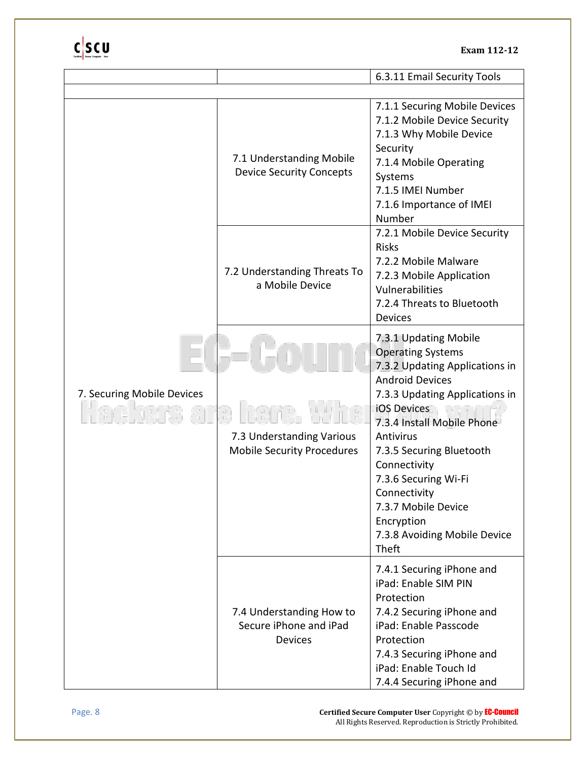| | | |
|---|---|---|
| | | 6.3.11 Email Security Tools |
| | | |
| 7. Securing Mobile Devices | 7.1 Understanding Mobile Device Security Concepts | 7.1.1 Securing Mobile Devices<br>7.1.2 Mobile Device Security<br>7.1.3 Why Mobile Device Security<br>7.1.4 Mobile Operating Systems<br>7.1.5 IMEI Number<br>7.1.6 Importance of IMEI Number |
| | 7.2 Understanding Threats To a Mobile Device | 7.2.1 Mobile Device Security Risks<br>7.2.2 Mobile Malware<br>7.2.3 Mobile Application Vulnerabilities<br>7.2.4 Threats to Bluetooth Devices |
| | 7.3 Understanding Various Mobile Security Procedures | 7.3.1 Updating Mobile Operating Systems<br>7.3.2 Updating Applications in Android Devices<br>7.3.3 Updating Applications in iOS Devices<br>7.3.4 Install Mobile Phone Antivirus<br>7.3.5 Securing Bluetooth Connectivity<br>7.3.6 Securing Wi-Fi Connectivity<br>7.3.7 Mobile Device Encryption<br>7.3.8 Avoiding Mobile Device Theft |
| | 7.4 Understanding How to Secure iPhone and iPad Devices | 7.4.1 Securing iPhone and iPad: Enable SIM PIN Protection<br>7.4.2 Securing iPhone and iPad: Enable Passcode Protection<br>7.4.3 Securing iPhone and iPad: Enable Touch Id<br>7.4.4 Securing iPhone and |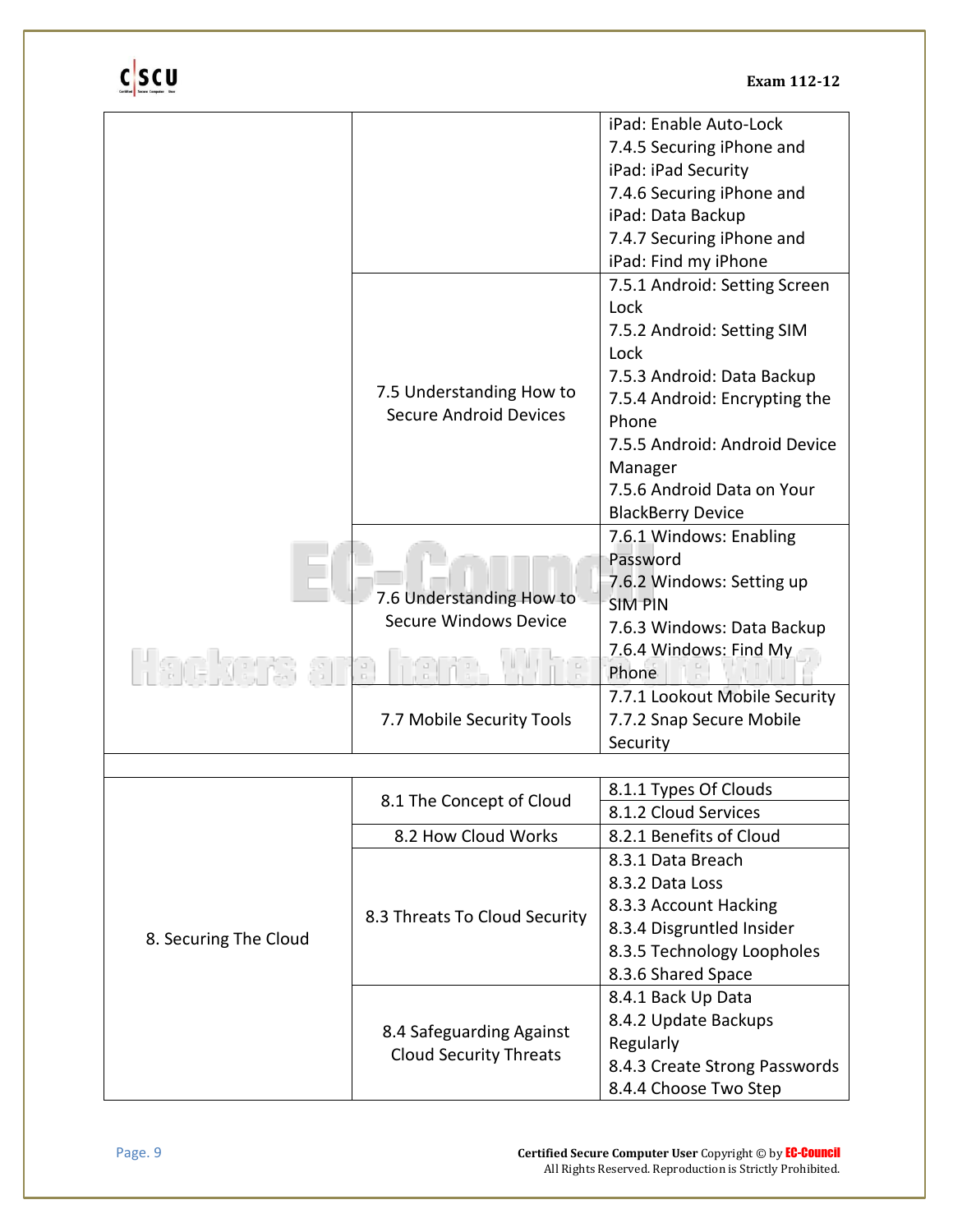| | | |
|---|---|---|
| | | iPad: Enable Auto-Lock<br>7.4.5 Securing iPhone and iPad: iPad Security<br>7.4.6 Securing iPhone and iPad: Data Backup<br>7.4.7 Securing iPhone and iPad: Find my iPhone |
| | 7.5 Understanding How to Secure Android Devices | 7.5.1 Android: Setting Screen Lock<br>7.5.2 Android: Setting SIM Lock<br>7.5.3 Android: Data Backup<br>7.5.4 Android: Encrypting the Phone<br>7.5.5 Android: Android Device Manager<br>7.5.6 Android Data on Your BlackBerry Device |
| | 7.6 Understanding How to Secure Windows Device | 7.6.1 Windows: Enabling Password<br>7.6.2 Windows: Setting up SIM PIN<br>7.6.3 Windows: Data Backup<br>7.6.4 Windows: Find My Phone |
| | 7.7 Mobile Security Tools | 7.7.1 Lookout Mobile Security<br>7.7.2 Snap Secure Mobile Security |
| | | |
| 8. Securing The Cloud | 8.1 The Concept of Cloud | 8.1.1 Types Of Clouds |
| | | 8.1.2 Cloud Services |
| | 8.2 How Cloud Works | 8.2.1 Benefits of Cloud |
| | 8.3 Threats To Cloud Security | 8.3.1 Data Breach<br>8.3.2 Data Loss<br>8.3.3 Account Hacking<br>8.3.4 Disgruntled Insider<br>8.3.5 Technology Loopholes<br>8.3.6 Shared Space |
| | 8.4 Safeguarding Against Cloud Security Threats | 8.4.1 Back Up Data<br>8.4.2 Update Backups Regularly<br>8.4.3 Create Strong Passwords<br>8.4.4 Choose Two Step |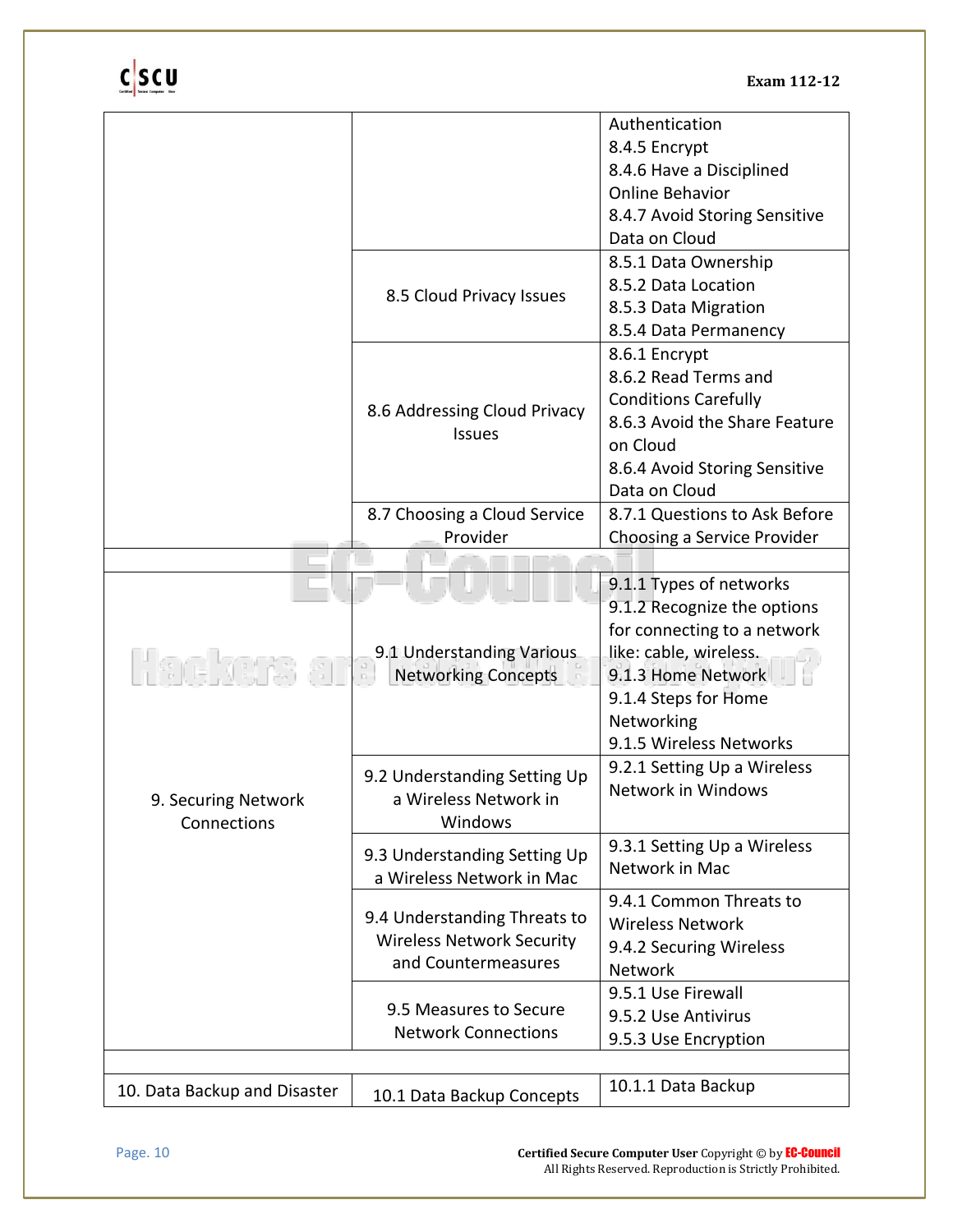| | | |
|---|---|---|
| | | Authentication<br>8.4.5 Encrypt<br>8.4.6 Have a Disciplined Online Behavior<br>8.4.7 Avoid Storing Sensitive Data on Cloud |
| | 8.5 Cloud Privacy Issues | 8.5.1 Data Ownership<br>8.5.2 Data Location<br>8.5.3 Data Migration<br>8.5.4 Data Permanency |
| | 8.6 Addressing Cloud Privacy Issues | 8.6.1 Encrypt<br>8.6.2 Read Terms and Conditions Carefully<br>8.6.3 Avoid the Share Feature on Cloud<br>8.6.4 Avoid Storing Sensitive Data on Cloud |
| | 8.7 Choosing a Cloud Service Provider | 8.7.1 Questions to Ask Before Choosing a Service Provider |
| | | |
| 9. Securing Network Connections | 9.1 Understanding Various Networking Concepts | 9.1.1 Types of networks<br>9.1.2 Recognize the options for connecting to a network like: cable, wireless.<br>9.1.3 Home Network<br>9.1.4 Steps for Home Networking<br>9.1.5 Wireless Networks |
| | 9.2 Understanding Setting Up a Wireless Network in Windows | 9.2.1 Setting Up a Wireless Network in Windows |
| | 9.3 Understanding Setting Up a Wireless Network in Mac | 9.3.1 Setting Up a Wireless Network in Mac |
| | 9.4 Understanding Threats to Wireless Network Security and Countermeasures | 9.4.1 Common Threats to Wireless Network<br>9.4.2 Securing Wireless Network |
| | 9.5 Measures to Secure Network Connections | 9.5.1 Use Firewall<br>9.5.2 Use Antivirus<br>9.5.3 Use Encryption |
| | | |
| 10. Data Backup and Disaster | 10.1 Data Backup Concepts | 10.1.1 Data Backup |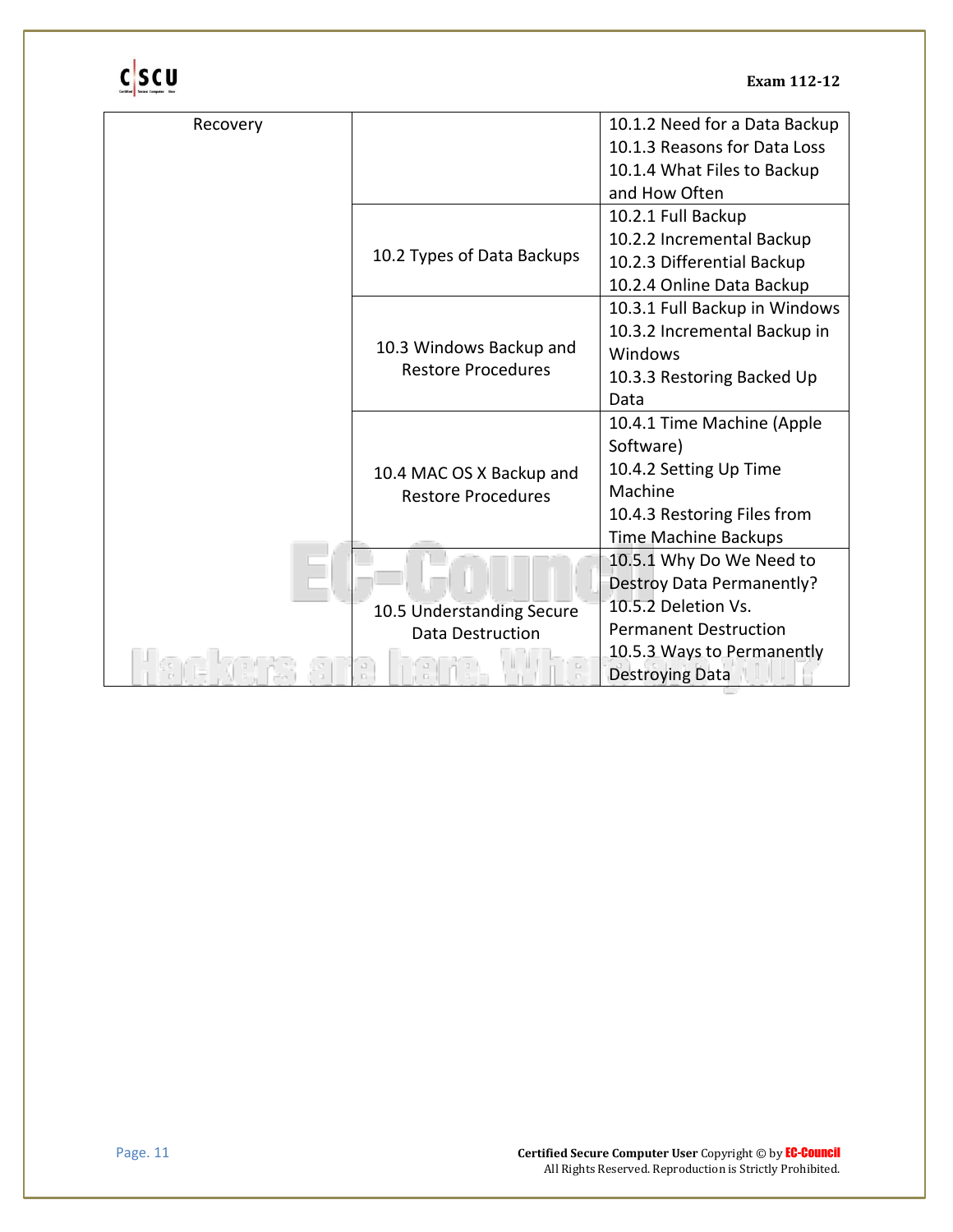| | | |
|---|---|---|
| Recovery | | 10.1.2 Need for a Data Backup<br>10.1.3 Reasons for Data Loss<br>10.1.4 What Files to Backup and How Often |
| | 10.2 Types of Data Backups | 10.2.1 Full Backup<br>10.2.2 Incremental Backup<br>10.2.3 Differential Backup<br>10.2.4 Online Data Backup |
| | 10.3 Windows Backup and Restore Procedures | 10.3.1 Full Backup in Windows<br>10.3.2 Incremental Backup in Windows<br>10.3.3 Restoring Backed Up Data |
| | 10.4 MAC OS X Backup and Restore Procedures | 10.4.1 Time Machine (Apple Software)<br>10.4.2 Setting Up Time Machine<br>10.4.3 Restoring Files from Time Machine Backups |
| | 10.5 Understanding Secure Data Destruction | 10.5.1 Why Do We Need to Destroy Data Permanently?<br>10.5.2 Deletion Vs. Permanent Destruction<br>10.5.3 Ways to Permanently Destroying Data |